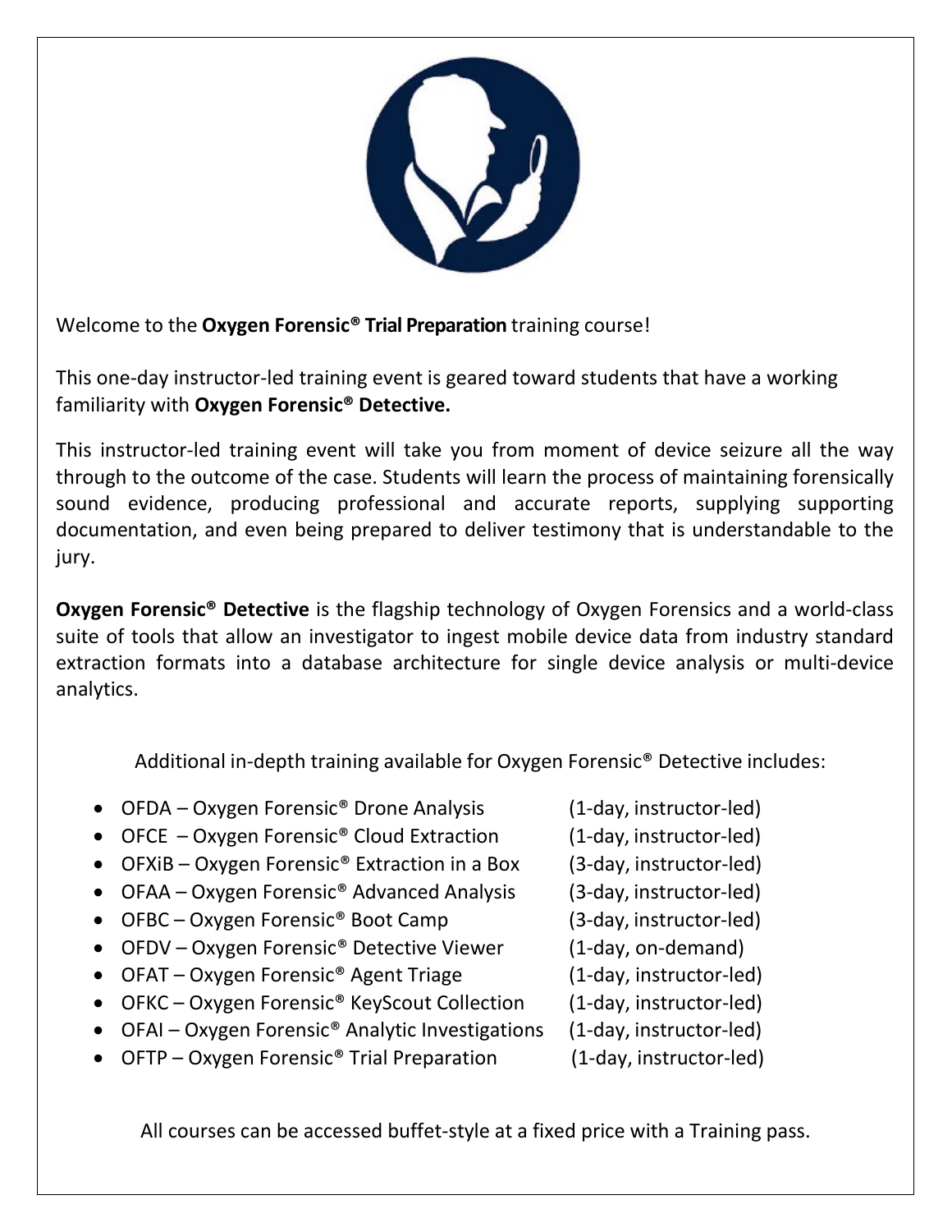Welcome to the **Oxygen Forensic® Trial Preparation** training course!

This one-day instructor-led training event is geared toward students that have a working familiarity with **Oxygen Forensic® Detective.**

This instructor-led training event will take you from moment of device seizure all the way through to the outcome of the case. Students will learn the process of maintaining forensically sound evidence, producing professional and accurate reports, supplying supporting documentation, and even being prepared to deliver testimony that is understandable to the jury.

**Oxygen Forensic® Detective** is the flagship technology of Oxygen Forensics and a world-class suite of tools that allow an investigator to ingest mobile device data from industry standard extraction formats into a database architecture for single device analysis or multi-device analytics.

Additional in-depth training available for Oxygen Forensic® Detective includes:

- OFDA – Oxygen Forensic® Drone Analysis (1-day, instructor-led)
- OFCE – Oxygen Forensic® Cloud Extraction (1-day, instructor-led)
- OFXiB – Oxygen Forensic® Extraction in a Box (3-day, instructor-led)
- OFAA – Oxygen Forensic® Advanced Analysis (3-day, instructor-led)
- OFBC – Oxygen Forensic® Boot Camp (3-day, instructor-led)
- OFDV – Oxygen Forensic® Detective Viewer (1-day, on-demand)
- OFAT – Oxygen Forensic® Agent Triage (1-day, instructor-led)
- OFKC – Oxygen Forensic® KeyScout Collection (1-day, instructor-led)
- OFAI – Oxygen Forensic® Analytic Investigations (1-day, instructor-led)
- OFTP – Oxygen Forensic® Trial Preparation (1-day, instructor-led)

All courses can be accessed buffet-style at a fixed price with a Training pass.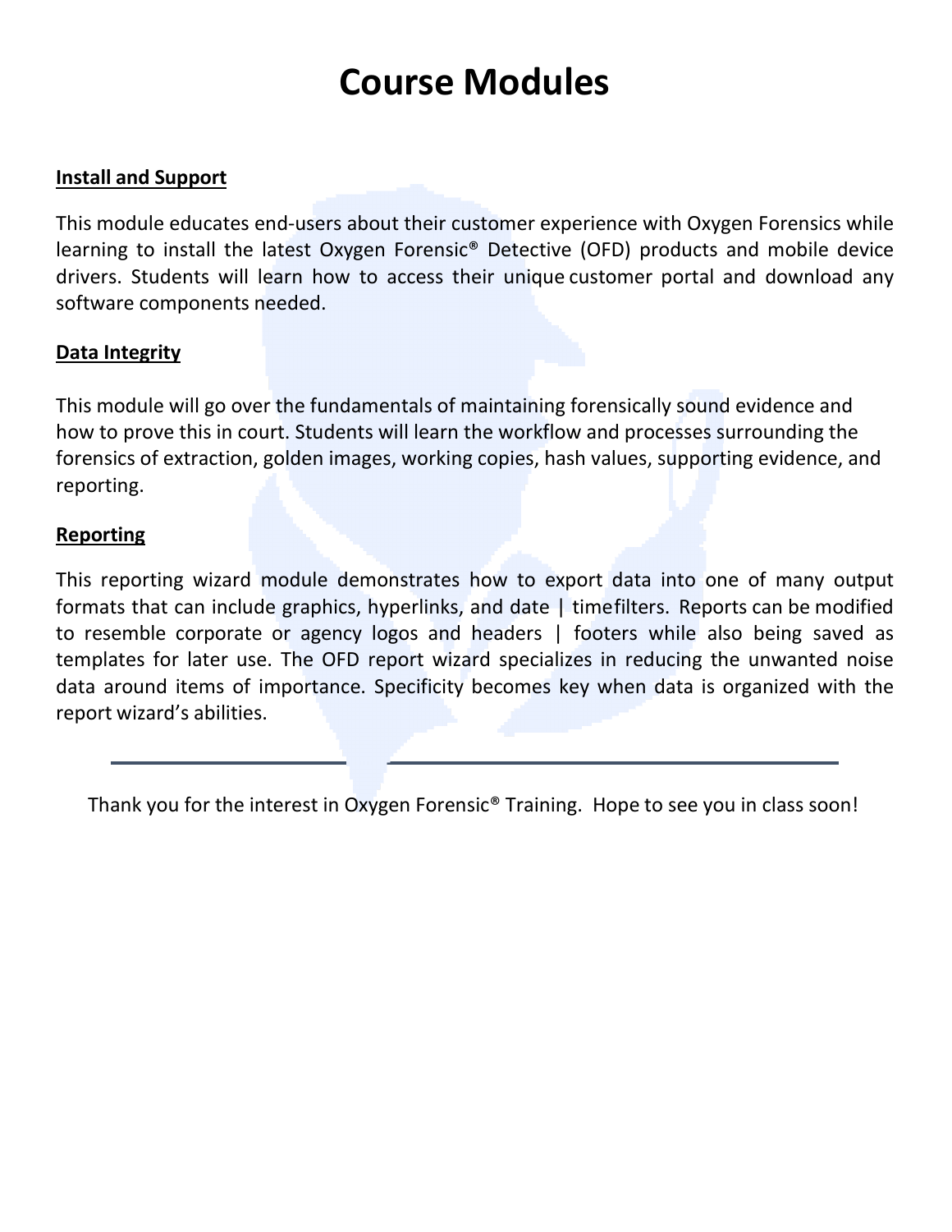# Course Modules

**Install and Support**

This module educates end-users about their customer experience with Oxygen Forensics while learning to install the latest Oxygen Forensic® Detective (OFD) products and mobile device drivers. Students will learn how to access their unique customer portal and download any software components needed.

**Data Integrity**

This module will go over the fundamentals of maintaining forensically sound evidence and how to prove this in court. Students will learn the workflow and processes surrounding the forensics of extraction, golden images, working copies, hash values, supporting evidence, and reporting.

**Reporting**

This reporting wizard module demonstrates how to export data into one of many output formats that can include graphics, hyperlinks, and date | timefilters. Reports can be modified to resemble corporate or agency logos and headers | footers while also being saved as templates for later use. The OFD report wizard specializes in reducing the unwanted noise data around items of importance. Specificity becomes key when data is organized with the report wizard's abilities.

---

Thank you for the interest in Oxygen Forensic® Training. Hope to see you in class soon!